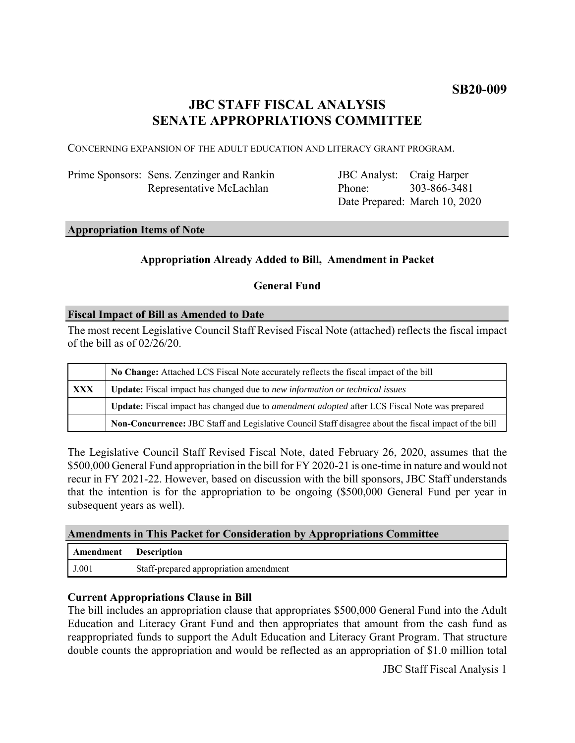**SB20-009**

# JBC STAFF FISCAL ANALYSIS
# SENATE APPROPRIATIONS COMMITTEE

CONCERNING EXPANSION OF THE ADULT EDUCATION AND LITERACY GRANT PROGRAM.

| | | | |
|---|---|---|---|
| Prime Sponsors: | Sens. Zenzinger and Rankin<br>Representative McLachlan | JBC Analyst:<br>Phone:<br>Date Prepared: | Craig Harper<br>303-866-3481<br>March 10, 2020 |

## Appropriation Items of Note

**Appropriation Already Added to Bill, Amendment in Packet**

**General Fund**

## Fiscal Impact of Bill as Amended to Date

The most recent Legislative Council Staff Revised Fiscal Note (attached) reflects the fiscal impact of the bill as of 02/26/20.

| | |
|---|---|
| | **No Change:** Attached LCS Fiscal Note accurately reflects the fiscal impact of the bill |
| **XXX** | **Update:** Fiscal impact has changed due to *new information or technical issues* |
| | **Update:** Fiscal impact has changed due to *amendment adopted* after LCS Fiscal Note was prepared |
| | **Non-Concurrence:** JBC Staff and Legislative Council Staff disagree about the fiscal impact of the bill |

The Legislative Council Staff Revised Fiscal Note, dated February 26, 2020, assumes that the $500,000 General Fund appropriation in the bill for FY 2020-21 is one-time in nature and would not recur in FY 2021-22. However, based on discussion with the bill sponsors, JBC Staff understands that the intention is for the appropriation to be ongoing ($500,000 General Fund per year in subsequent years as well).

## Amendments in This Packet for Consideration by Appropriations Committee

| Amendment | Description |
|---|---|
| J.001 | Staff-prepared appropriation amendment |

### Current Appropriations Clause in Bill

The bill includes an appropriation clause that appropriates $500,000 General Fund into the Adult Education and Literacy Grant Fund and then appropriates that amount from the cash fund as reappropriated funds to support the Adult Education and Literacy Grant Program. That structure double counts the appropriation and would be reflected as an appropriation of $1.0 million total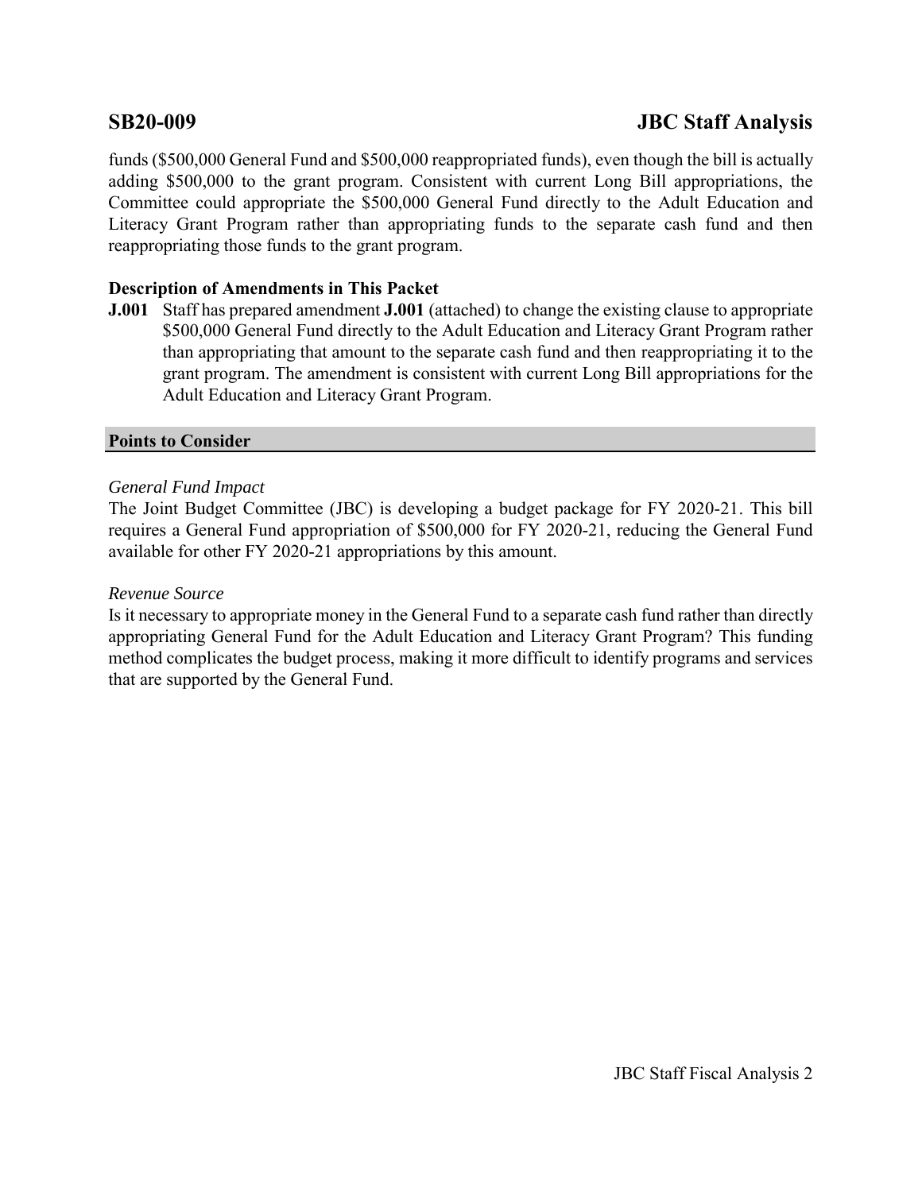funds ($500,000 General Fund and $500,000 reappropriated funds), even though the bill is actually adding $500,000 to the grant program. Consistent with current Long Bill appropriations, the Committee could appropriate the $500,000 General Fund directly to the Adult Education and Literacy Grant Program rather than appropriating funds to the separate cash fund and then reappropriating those funds to the grant program.

### Description of Amendments in This Packet

**J.001** Staff has prepared amendment **J.001** (attached) to change the existing clause to appropriate $500,000 General Fund directly to the Adult Education and Literacy Grant Program rather than appropriating that amount to the separate cash fund and then reappropriating it to the grant program. The amendment is consistent with current Long Bill appropriations for the Adult Education and Literacy Grant Program.

### Points to Consider

*General Fund Impact*

The Joint Budget Committee (JBC) is developing a budget package for FY 2020-21. This bill requires a General Fund appropriation of $500,000 for FY 2020-21, reducing the General Fund available for other FY 2020-21 appropriations by this amount.

*Revenue Source*

Is it necessary to appropriate money in the General Fund to a separate cash fund rather than directly appropriating General Fund for the Adult Education and Literacy Grant Program? This funding method complicates the budget process, making it more difficult to identify programs and services that are supported by the General Fund.